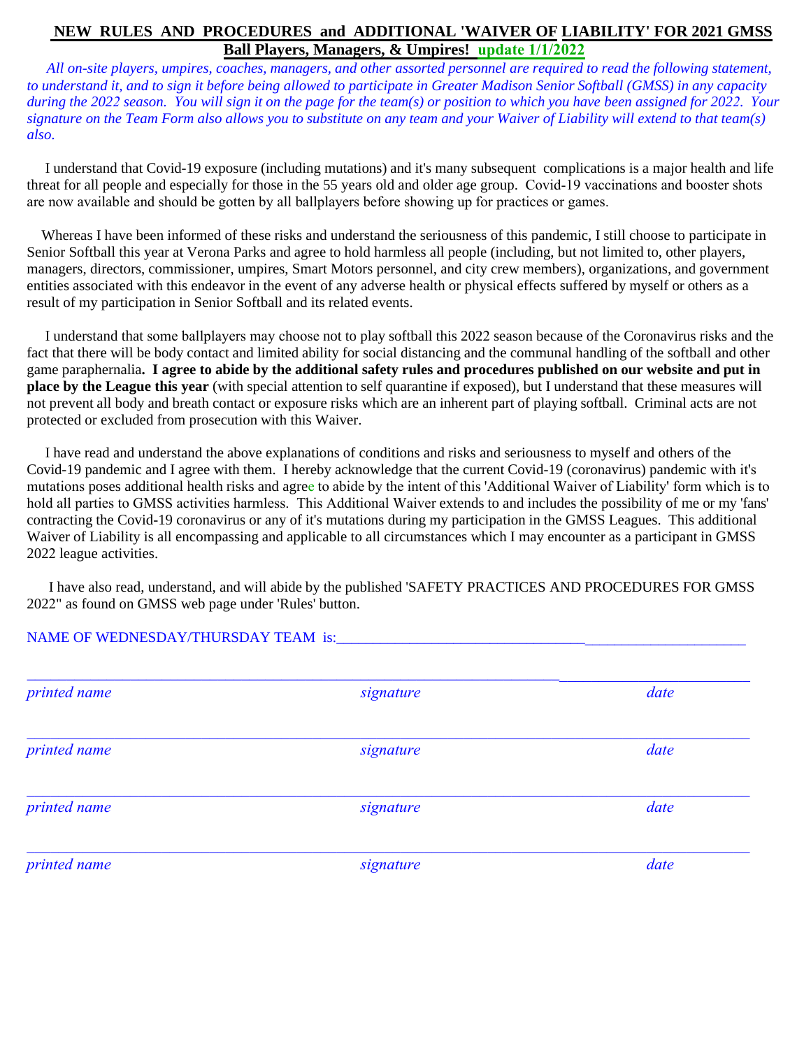# NEW RULES AND PROCEDURES and ADDITIONAL 'WAIVER OF LIABILITY' FOR 2021 GMSS Ball Players, Managers, & Umpires! update 1/1/2022

*All on-site players, umpires, coaches, managers, and other assorted personnel are required to read the following statement, to understand it, and to sign it before being allowed to participate in Greater Madison Senior Softball (GMSS) in any capacity during the 2022 season. You will sign it on the page for the team(s) or position to which you have been assigned for 2022. Your signature on the Team Form also allows you to substitute on any team and your Waiver of Liability will extend to that team(s) also.*

I understand that Covid-19 exposure (including mutations) and it's many subsequent complications is a major health and life threat for all people and especially for those in the 55 years old and older age group. Covid-19 vaccinations and booster shots are now available and should be gotten by all ballplayers before showing up for practices or games.

Whereas I have been informed of these risks and understand the seriousness of this pandemic, I still choose to participate in Senior Softball this year at Verona Parks and agree to hold harmless all people (including, but not limited to, other players, managers, directors, commissioner, umpires, Smart Motors personnel, and city crew members), organizations, and government entities associated with this endeavor in the event of any adverse health or physical effects suffered by myself or others as a result of my participation in Senior Softball and its related events.

I understand that some ballplayers may choose not to play softball this 2022 season because of the Coronavirus risks and the fact that there will be body contact and limited ability for social distancing and the communal handling of the softball and other game paraphernalia**. I agree to abide by the additional safety rules and procedures published on our website and put in place by the League this year** (with special attention to self quarantine if exposed), but I understand that these measures will not prevent all body and breath contact or exposure risks which are an inherent part of playing softball. Criminal acts are not protected or excluded from prosecution with this Waiver.

I have read and understand the above explanations of conditions and risks and seriousness to myself and others of the Covid-19 pandemic and I agree with them. I hereby acknowledge that the current Covid-19 (coronavirus) pandemic with it's mutations poses additional health risks and agree to abide by the intent of this 'Additional Waiver of Liability' form which is to hold all parties to GMSS activities harmless. This Additional Waiver extends to and includes the possibility of me or my 'fans' contracting the Covid-19 coronavirus or any of it's mutations during my participation in the GMSS Leagues. This additional Waiver of Liability is all encompassing and applicable to all circumstances which I may encounter as a participant in GMSS 2022 league activities.

I have also read, understand, and will abide by the published 'SAFETY PRACTICES AND PROCEDURES FOR GMSS 2022" as found on GMSS web page under 'Rules' button.

NAME OF WEDNESDAY/THURSDAY TEAM is:______________________________________________________

______________________________________________________________________________

*printed name* *signature* *date*

______________________________________________________________________________

*printed name* *signature* *date*

______________________________________________________________________________

*printed name* *signature* *date*

______________________________________________________________________________

*printed name* *signature* *date*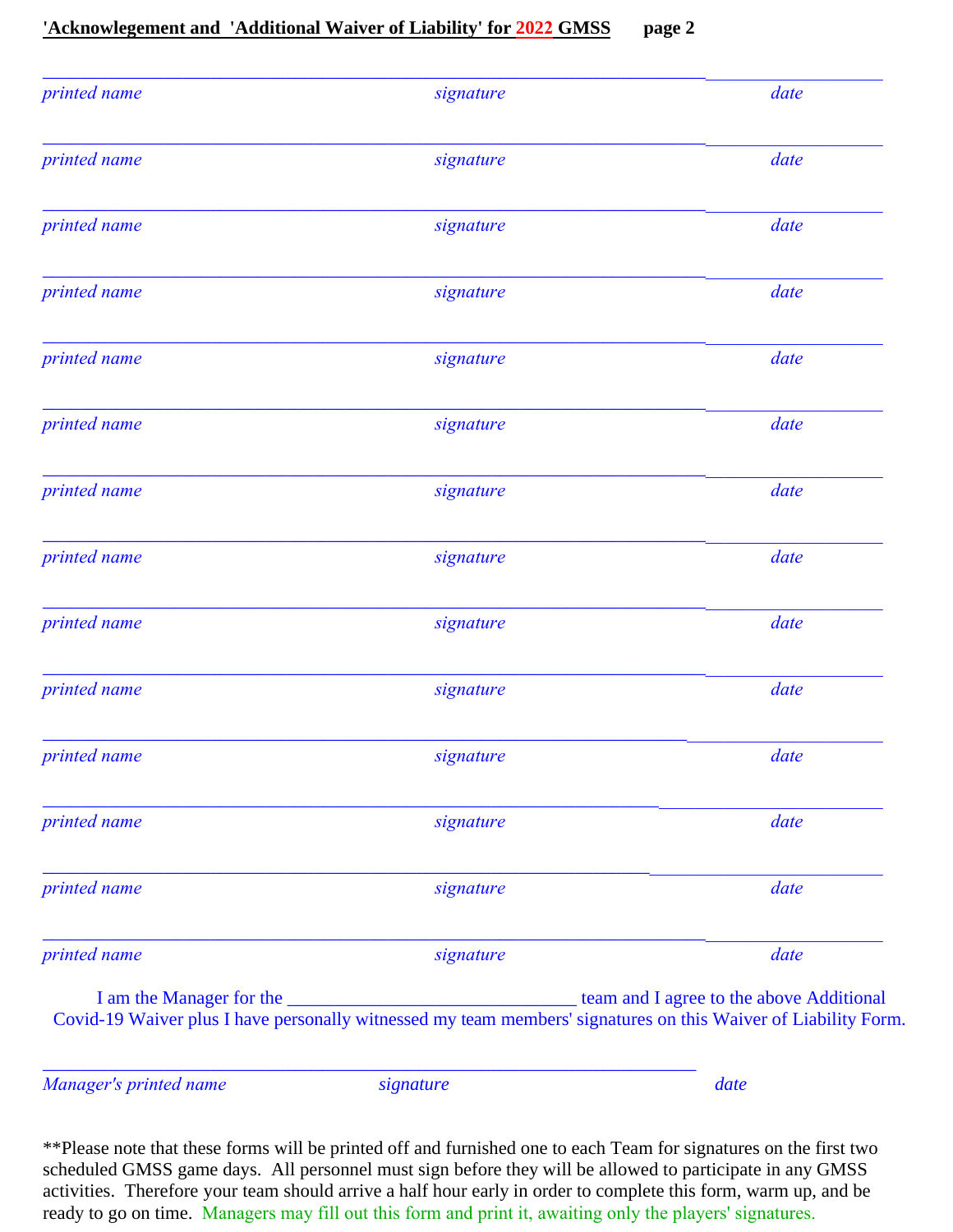**'Acknowlegement and 'Additional Waiver of Liability' for 2022 GMSS page 2**

______________________________________________________________________

*printed name* *signature* *date*

______________________________________________________________________

*printed name* *signature* *date*

______________________________________________________________________

*printed name* *signature* *date*

______________________________________________________________________

*printed name* *signature* *date*

______________________________________________________________________

*printed name* *signature* *date*

______________________________________________________________________

*printed name* *signature* *date*

______________________________________________________________________

*printed name* *signature* *date*

______________________________________________________________________

*printed name* *signature* *date*

______________________________________________________________________

*printed name* *signature* *date*

______________________________________________________________________

*printed name* *signature* *date*

______________________________________________________________________

*printed name* *signature* *date*

______________________________________________________________________

*printed name* *signature* *date*

______________________________________________________________________

*printed name* *signature* *date*

______________________________________________________________________

*printed name* *signature* *date*

I am the Manager for the ______________________________ team and I agree to the above Additional Covid-19 Waiver plus I have personally witnessed my team members' signatures on this Waiver of Liability Form.

______________________________________________________________________

*Manager's printed name* *signature* *date*

**Please note that these forms will be printed off and furnished one to each Team for signatures on the first two scheduled GMSS game days. All personnel must sign before they will be allowed to participate in any GMSS activities. Therefore your team should arrive a half hour early in order to complete this form, warm up, and be ready to go on time. Managers may fill out this form and print it, awaiting only the players' signatures.